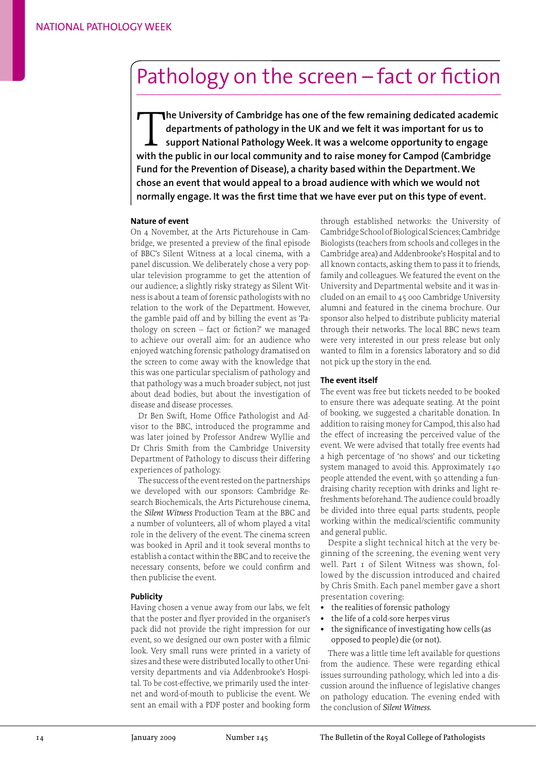# Pathology on the screen – fact or fiction

**The University of Cambridge has one of the few remaining dedicated academic departments of pathology in the UK and we felt it was important for us to support National Pathology Week. It was a welcome opportunity to engage with the public in our local community and to raise money for Campod (Cambridge Fund for the Prevention of Disease), a charity based within the Department. We chose an event that would appeal to a broad audience with which we would not normally engage. It was the first time that we have ever put on this type of event.**

### Nature of event

On 4 November, at the Arts Picturehouse in Cambridge, we presented a preview of the final episode of BBC's Silent Witness at a local cinema, with a panel discussion. We deliberately chose a very popular television programme to get the attention of our audience; a slightly risky strategy as Silent Witness is about a team of forensic pathologists with no relation to the work of the Department. However, the gamble paid off and by billing the event as 'Pathology on screen – fact or fiction?' we managed to achieve our overall aim: for an audience who enjoyed watching forensic pathology dramatised on the screen to come away with the knowledge that this was one particular specialism of pathology and that pathology was a much broader subject, not just about dead bodies, but about the investigation of disease and disease processes.

Dr Ben Swift, Home Office Pathologist and Advisor to the BBC, introduced the programme and was later joined by Professor Andrew Wyllie and Dr Chris Smith from the Cambridge University Department of Pathology to discuss their differing experiences of pathology.

The success of the event rested on the partnerships we developed with our sponsors: Cambridge Research Biochemicals, the Arts Picturehouse cinema, the *Silent Witness* Production Team at the BBC and a number of volunteers, all of whom played a vital role in the delivery of the event. The cinema screen was booked in April and it took several months to establish a contact within the BBC and to receive the necessary consents, before we could confirm and then publicise the event.

### Publicity

Having chosen a venue away from our labs, we felt that the poster and flyer provided in the organiser's pack did not provide the right impression for our event, so we designed our own poster with a filmic look. Very small runs were printed in a variety of sizes and these were distributed locally to other University departments and via Addenbrooke's Hospital. To be cost-effective, we primarily used the internet and word-of-mouth to publicise the event. We sent an email with a PDF poster and booking form through established networks: the University of Cambridge School of Biological Sciences; Cambridge Biologists (teachers from schools and colleges in the Cambridge area) and Addenbrooke's Hospital and to all known contacts, asking them to pass it to friends, family and colleagues. We featured the event on the University and Departmental website and it was included on an email to 45 000 Cambridge University alumni and featured in the cinema brochure. Our sponsor also helped to distribute publicity material through their networks. The local BBC news team were very interested in our press release but only wanted to film in a forensics laboratory and so did not pick up the story in the end.

### The event itself

The event was free but tickets needed to be booked to ensure there was adequate seating. At the point of booking, we suggested a charitable donation. In addition to raising money for Campod, this also had the effect of increasing the perceived value of the event. We were advised that totally free events had a high percentage of 'no shows' and our ticketing system managed to avoid this. Approximately 140 people attended the event, with 50 attending a fundraising charity reception with drinks and light refreshments beforehand. The audience could broadly be divided into three equal parts: students, people working within the medical/scientific community and general public.

Despite a slight technical hitch at the very beginning of the screening, the evening went very well. Part 1 of Silent Witness was shown, followed by the discussion introduced and chaired by Chris Smith. Each panel member gave a short presentation covering:

- the realities of forensic pathology
- the life of a cold-sore herpes virus
- the significance of investigating how cells (as opposed to people) die (or not).

There was a little time left available for questions from the audience. These were regarding ethical issues surrounding pathology, which led into a discussion around the influence of legislative changes on pathology education. The evening ended with the conclusion of *Silent Witness*.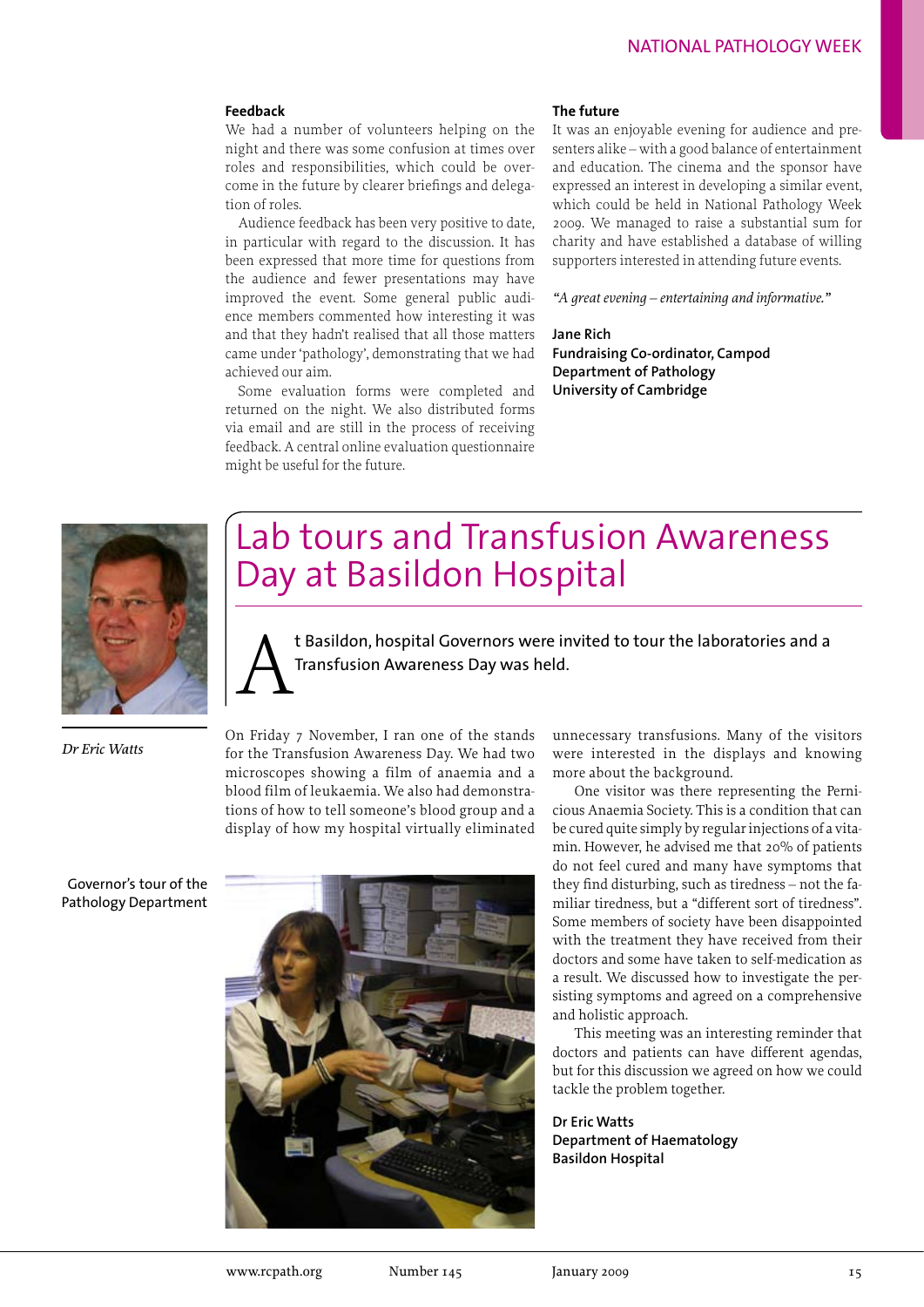### Feedback

We had a number of volunteers helping on the night and there was some confusion at times over roles and responsibilities, which could be overcome in the future by clearer briefings and delegation of roles.

Audience feedback has been very positive to date, in particular with regard to the discussion. It has been expressed that more time for questions from the audience and fewer presentations may have improved the event. Some general public audience members commented how interesting it was and that they hadn't realised that all those matters came under 'pathology', demonstrating that we had achieved our aim.

Some evaluation forms were completed and returned on the night. We also distributed forms via email and are still in the process of receiving feedback. A central online evaluation questionnaire might be useful for the future.

### The future

It was an enjoyable evening for audience and presenters alike – with a good balance of entertainment and education. The cinema and the sponsor have expressed an interest in developing a similar event, which could be held in National Pathology Week 2009. We managed to raise a substantial sum for charity and have established a database of willing supporters interested in attending future events.

*"A great evening – entertaining and informative."*

**Jane Rich**
**Fundraising Co-ordinator, Campod**
**Department of Pathology**
**University of Cambridge**

# Lab tours and Transfusion Awareness Day at Basildon Hospital

At Basildon, hospital Governors were invited to tour the laboratories and a Transfusion Awareness Day was held.

*Dr Eric Watts*

On Friday 7 November, I ran one of the stands for the Transfusion Awareness Day. We had two microscopes showing a film of anaemia and a blood film of leukaemia. We also had demonstrations of how to tell someone's blood group and a display of how my hospital virtually eliminated unnecessary transfusions. Many of the visitors were interested in the displays and knowing more about the background.

Governor's tour of the Pathology Department

One visitor was there representing the Pernicious Anaemia Society. This is a condition that can be cured quite simply by regular injections of a vitamin. However, he advised me that 20% of patients do not feel cured and many have symptoms that they find disturbing, such as tiredness – not the familiar tiredness, but a "different sort of tiredness". Some members of society have been disappointed with the treatment they have received from their doctors and some have taken to self-medication as a result. We discussed how to investigate the persisting symptoms and agreed on a comprehensive and holistic approach.

This meeting was an interesting reminder that doctors and patients can have different agendas, but for this discussion we agreed on how we could tackle the problem together.

**Dr Eric Watts**
**Department of Haematology**
**Basildon Hospital**